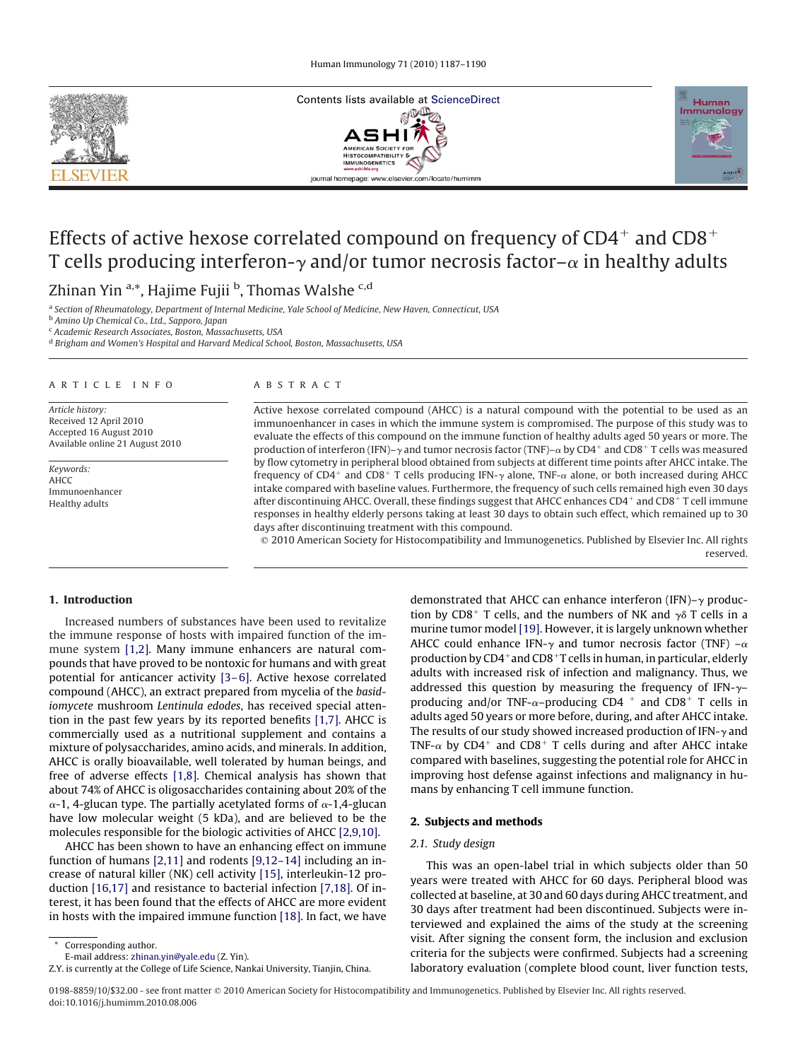# Effects of active hexose correlated compound on frequency of $CD4^+$ and $CD8^+$ T cells producing interferon-$\gamma$ and/or tumor necrosis factor–$\alpha$ in healthy adults

Zhinan Yin [a,*], Hajime Fujii [b], Thomas Walshe [c,d]

[a] Section of Rheumatology, Department of Internal Medicine, Yale School of Medicine, New Haven, Connecticut, USA
[b] Amino Up Chemical Co., Ltd., Sapporo, Japan
[c] Academic Research Associates, Boston, Massachusetts, USA
[d] Brigham and Women's Hospital and Harvard Medical School, Boston, Massachusetts, USA

**ARTICLE INFO**

*Article history:*
Received 12 April 2010
Accepted 16 August 2010
Available online 21 August 2010

*Keywords:*
AHCC
Immunoenhancer
Healthy adults

**ABSTRACT**

Active hexose correlated compound (AHCC) is a natural compound with the potential to be used as an immunoenhancer in cases in which the immune system is compromised. The purpose of this study was to evaluate the effects of this compound on the immune function of healthy adults aged 50 years or more. The production of interferon (IFN)–$\gamma$ and tumor necrosis factor (TNF)–$\alpha$ by $CD4^+$ and $CD8^+$ T cells was measured by flow cytometry in peripheral blood obtained from subjects at different time points after AHCC intake. The frequency of $CD4^+$ and $CD8^+$ T cells producing IFN-$\gamma$ alone, TNF-$\alpha$ alone, or both increased during AHCC intake compared with baseline values. Furthermore, the frequency of such cells remained high even 30 days after discontinuing AHCC. Overall, these findings suggest that AHCC enhances $CD4^+$ and $CD8^+$ T cell immune responses in healthy elderly persons taking at least 30 days to obtain such effect, which remained up to 30 days after discontinuing treatment with this compound.

© 2010 American Society for Histocompatibility and Immunogenetics. Published by Elsevier Inc. All rights reserved.

## 1. Introduction

Increased numbers of substances have been used to revitalize the immune response of hosts with impaired function of the immune system [1,2]. Many immune enhancers are natural compounds that have proved to be nontoxic for humans and with great potential for anticancer activity [3–6]. Active hexose correlated compound (AHCC), an extract prepared from mycelia of the *basidiomycete* mushroom *Lentinula edodes*, has received special attention in the past few years by its reported benefits [1,7]. AHCC is commercially used as a nutritional supplement and contains a mixture of polysaccharides, amino acids, and minerals. In addition, AHCC is orally bioavailable, well tolerated by human beings, and free of adverse effects [1,8]. Chemical analysis has shown that about 74% of AHCC is oligosaccharides containing about 20% of the $\alpha$-1, 4-glucan type. The partially acetylated forms of $\alpha$-1,4-glucan have low molecular weight (5 kDa), and are believed to be the molecules responsible for the biologic activities of AHCC [2,9,10].

AHCC has been shown to have an enhancing effect on immune function of humans [2,11] and rodents [9,12–14] including an increase of natural killer (NK) cell activity [15], interleukin-12 production [16,17] and resistance to bacterial infection [7,18]. Of interest, it has been found that the effects of AHCC are more evident in hosts with the impaired immune function [18]. In fact, we have demonstrated that AHCC can enhance interferon (IFN)–$\gamma$ production by $CD8^+$ T cells, and the numbers of NK and $\gamma\delta$ T cells in a murine tumor model [19]. However, it is largely unknown whether AHCC could enhance IFN-$\gamma$ and tumor necrosis factor (TNF) –$\alpha$ production by $CD4^+$ and $CD8^+$ T cells in human, in particular, elderly adults with increased risk of infection and malignancy. Thus, we addressed this question by measuring the frequency of IFN-$\gamma$–producing and/or TNF-$\alpha$–producing CD4 $^+$ and $CD8^+$ T cells in adults aged 50 years or more before, during, and after AHCC intake. The results of our study showed increased production of IFN-$\gamma$ and TNF-$\alpha$ by $CD4^+$ and $CD8^+$ T cells during and after AHCC intake compared with baselines, suggesting the potential role for AHCC in improving host defense against infections and malignancy in humans by enhancing T cell immune function.

## 2. Subjects and methods

### 2.1. Study design

This was an open-label trial in which subjects older than 50 years were treated with AHCC for 60 days. Peripheral blood was collected at baseline, at 30 and 60 days during AHCC treatment, and 30 days after treatment had been discontinued. Subjects were interviewed and explained the aims of the study at the screening visit. After signing the consent form, the inclusion and exclusion criteria for the subjects were confirmed. Subjects had a screening laboratory evaluation (complete blood count, liver function tests,

\* Corresponding author.
E-mail address: zhinan.yin@yale.edu (Z. Yin).
Z.Y. is currently at the College of Life Science, Nankai University, Tianjin, China.

0198-8859/10/$32.00 - see front matter © 2010 American Society for Histocompatibility and Immunogenetics. Published by Elsevier Inc. All rights reserved.
doi:10.1016/j.humimm.2010.08.006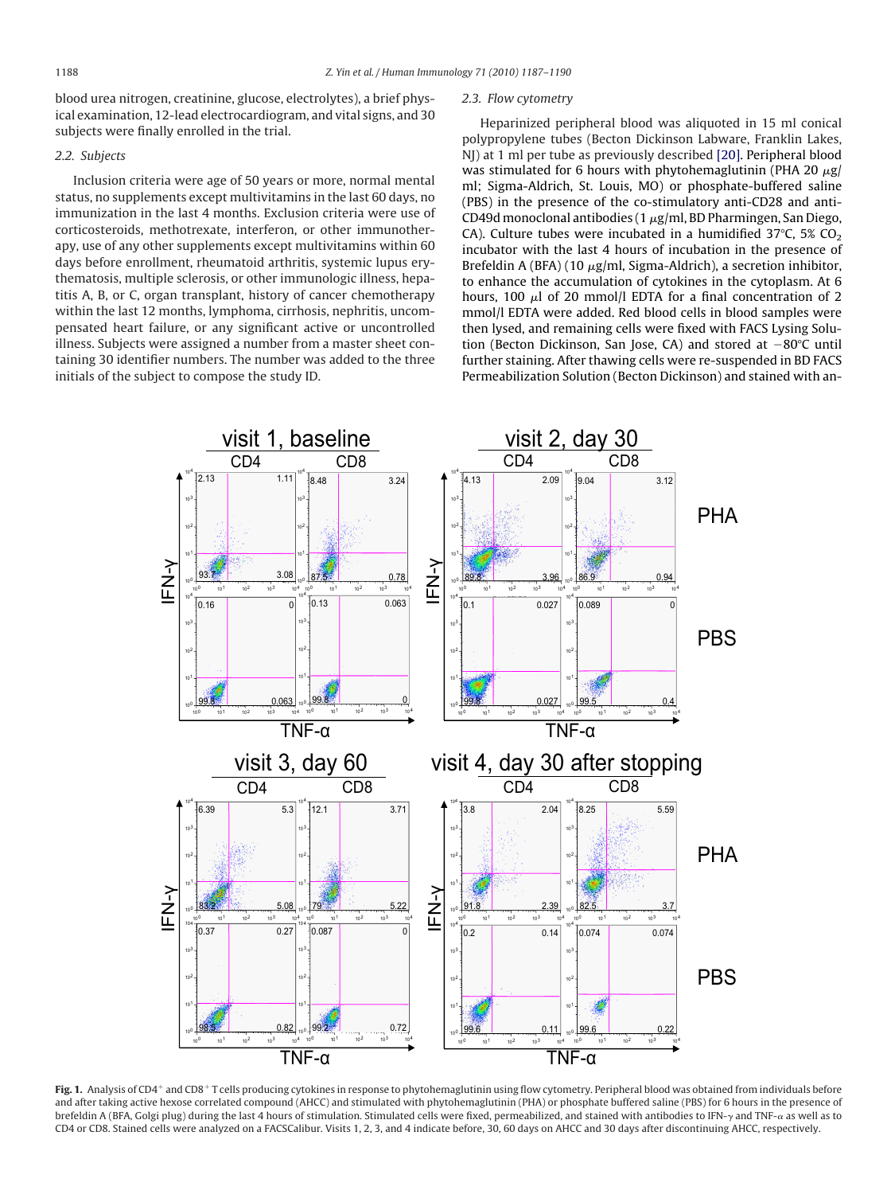blood urea nitrogen, creatinine, glucose, electrolytes), a brief physical examination, 12-lead electrocardiogram, and vital signs, and 30 subjects were finally enrolled in the trial.

### 2.2. Subjects

Inclusion criteria were age of 50 years or more, normal mental status, no supplements except multivitamins in the last 60 days, no immunization in the last 4 months. Exclusion criteria were use of corticosteroids, methotrexate, interferon, or other immunotherapy, use of any other supplements except multivitamins within 60 days before enrollment, rheumatoid arthritis, systemic lupus erythematosis, multiple sclerosis, or other immunologic illness, hepatitis A, B, or C, organ transplant, history of cancer chemotherapy within the last 12 months, lymphoma, cirrhosis, nephritis, uncompensated heart failure, or any significant active or uncontrolled illness. Subjects were assigned a number from a master sheet containing 30 identifier numbers. The number was added to the three initials of the subject to compose the study ID.

### 2.3. Flow cytometry

Heparinized peripheral blood was aliquoted in 15 ml conical polypropylene tubes (Becton Dickinson Labware, Franklin Lakes, NJ) at 1 ml per tube as previously described [20]. Peripheral blood was stimulated for 6 hours with phytohemaglutinin (PHA 20 $\mu$g/ml; Sigma-Aldrich, St. Louis, MO) or phosphate-buffered saline (PBS) in the presence of the co-stimulatory anti-CD28 and anti-CD49d monoclonal antibodies (1 $\mu$g/ml, BD Pharmingen, San Diego, CA). Culture tubes were incubated in a humidified 37°C, 5% $CO_2$ incubator with the last 4 hours of incubation in the presence of Brefeldin A (BFA) (10 $\mu$g/ml, Sigma-Aldrich), a secretion inhibitor, to enhance the accumulation of cytokines in the cytoplasm. At 6 hours, 100 $\mu$l of 20 mmol/l EDTA for a final concentration of 2 mmol/l EDTA were added. Red blood cells in blood samples were then lysed, and remaining cells were fixed with FACS Lysing Solution (Becton Dickinson, San Jose, CA) and stored at −80°C until further staining. After thawing cells were re-suspended in BD FACS Permeabilization Solution (Becton Dickinson) and stained with an-

**Fig. 1.** Analysis of CD4$^+$ and CD8$^+$ T cells producing cytokines in response to phytohemaglutinin using flow cytometry. Peripheral blood was obtained from individuals before and after taking active hexose correlated compound (AHCC) and stimulated with phytohemaglutinin (PHA) or phosphate buffered saline (PBS) for 6 hours in the presence of brefeldin A (BFA, Golgi plug) during the last 4 hours of stimulation. Stimulated cells were fixed, permeabilized, and stained with antibodies to IFN-$\gamma$ and TNF-$\alpha$ as well as to CD4 or CD8. Stained cells were analyzed on a FACSCalibur. Visits 1, 2, 3, and 4 indicate before, 30, 60 days on AHCC and 30 days after discontinuing AHCC, respectively.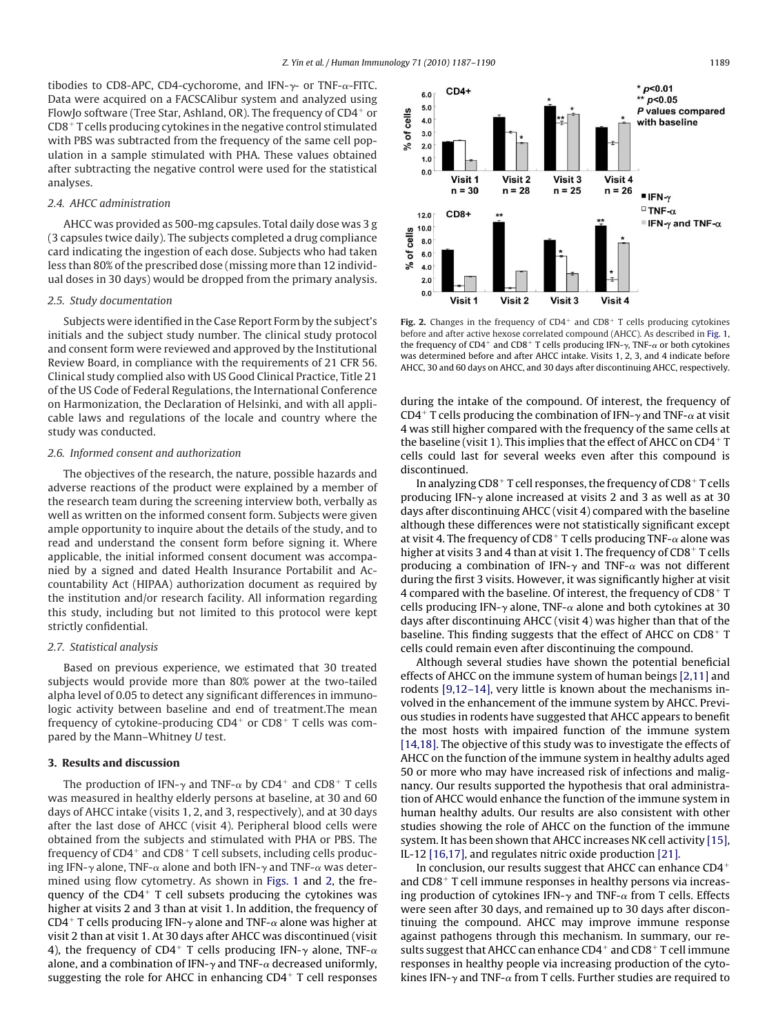tibodies to CD8-APC, CD4-cychorome, and IFN-γ- or TNF-α-FITC. Data were acquired on a FACSCAlibur system and analyzed using FlowJo software (Tree Star, Ashland, OR). The frequency of $CD4^+$ or $CD8^+$ T cells producing cytokines in the negative control stimulated with PBS was subtracted from the frequency of the same cell population in a sample stimulated with PHA. These values obtained after subtracting the negative control were used for the statistical analyses.

### 2.4. AHCC administration

AHCC was provided as 500-mg capsules. Total daily dose was 3 g (3 capsules twice daily). The subjects completed a drug compliance card indicating the ingestion of each dose. Subjects who had taken less than 80% of the prescribed dose (missing more than 12 individual doses in 30 days) would be dropped from the primary analysis.

### 2.5. Study documentation

Subjects were identified in the Case Report Form by the subject's initials and the subject study number. The clinical study protocol and consent form were reviewed and approved by the Institutional Review Board, in compliance with the requirements of 21 CFR 56. Clinical study complied also with US Good Clinical Practice, Title 21 of the US Code of Federal Regulations, the International Conference on Harmonization, the Declaration of Helsinki, and with all applicable laws and regulations of the locale and country where the study was conducted.

### 2.6. Informed consent and authorization

The objectives of the research, the nature, possible hazards and adverse reactions of the product were explained by a member of the research team during the screening interview both, verbally as well as written on the informed consent form. Subjects were given ample opportunity to inquire about the details of the study, and to read and understand the consent form before signing it. Where applicable, the initial informed consent document was accompanied by a signed and dated Health Insurance Portabilit and Accountability Act (HIPAA) authorization document as required by the institution and/or research facility. All information regarding this study, including but not limited to this protocol were kept strictly confidential.

### 2.7. Statistical analysis

Based on previous experience, we estimated that 30 treated subjects would provide more than 80% power at the two-tailed alpha level of 0.05 to detect any significant differences in immunologic activity between baseline and end of treatment.The mean frequency of cytokine-producing $CD4^+$ or $CD8^+$ T cells was compared by the Mann–Whitney *U* test.

## 3. Results and discussion

The production of IFN-γ and TNF-α by $CD4^+$ and $CD8^+$ T cells was measured in healthy elderly persons at baseline, at 30 and 60 days of AHCC intake (visits 1, 2, and 3, respectively), and at 30 days after the last dose of AHCC (visit 4). Peripheral blood cells were obtained from the subjects and stimulated with PHA or PBS. The frequency of $CD4^+$ and $CD8^+$ T cell subsets, including cells producing IFN-γ alone, TNF-α alone and both IFN-γ and TNF-α was determined using flow cytometry. As shown in Figs. 1 and 2, the frequency of the $CD4^+$ T cell subsets producing the cytokines was higher at visits 2 and 3 than at visit 1. In addition, the frequency of $CD4^+$ T cells producing IFN-γ alone and TNF-α alone was higher at visit 2 than at visit 1. At 30 days after AHCC was discontinued (visit 4), the frequency of $CD4^+$ T cells producing IFN-γ alone, TNF-α alone, and a combination of IFN-γ and TNF-α decreased uniformly, suggesting the role for AHCC in enhancing $CD4^+$ T cell responses during the intake of the compound. Of interest, the frequency of $CD4^+$ T cells producing the combination of IFN-γ and TNF-α at visit 4 was still higher compared with the frequency of the same cells at the baseline (visit 1). This implies that the effect of AHCC on $CD4^+$ T cells could last for several weeks even after this compound is discontinued.

**Fig. 2.** Changes in the frequency of $CD4^+$ and $CD8^+$ T cells producing cytokines before and after active hexose correlated compound (AHCC). As described in Fig. 1, the frequency of $CD4^+$ and $CD8^+$ T cells producing IFN-γ, TNF-α or both cytokines was determined before and after AHCC intake. Visits 1, 2, 3, and 4 indicate before AHCC, 30 and 60 days on AHCC, and 30 days after discontinuing AHCC, respectively.

In analyzing $CD8^+$ T cell responses, the frequency of $CD8^+$ T cells producing IFN-γ alone increased at visits 2 and 3 as well as at 30 days after discontinuing AHCC (visit 4) compared with the baseline although these differences were not statistically significant except at visit 4. The frequency of $CD8^+$ T cells producing TNF-α alone was higher at visits 3 and 4 than at visit 1. The frequency of $CD8^+$ T cells producing a combination of IFN-γ and TNF-α was not different during the first 3 visits. However, it was significantly higher at visit 4 compared with the baseline. Of interest, the frequency of $CD8^+$ T cells producing IFN-γ alone, TNF-α alone and both cytokines at 30 days after discontinuing AHCC (visit 4) was higher than that of the baseline. This finding suggests that the effect of AHCC on $CD8^+$ T cells could remain even after discontinuing the compound.

Although several studies have shown the potential beneficial effects of AHCC on the immune system of human beings [2,11] and rodents [9,12–14], very little is known about the mechanisms involved in the enhancement of the immune system by AHCC. Previous studies in rodents have suggested that AHCC appears to benefit the most hosts with impaired function of the immune system [14,18]. The objective of this study was to investigate the effects of AHCC on the function of the immune system in healthy adults aged 50 or more who may have increased risk of infections and malignancy. Our results supported the hypothesis that oral administration of AHCC would enhance the function of the immune system in human healthy adults. Our results are also consistent with other studies showing the role of AHCC on the function of the immune system. It has been shown that AHCC increases NK cell activity [15], IL-12 [16,17], and regulates nitric oxide production [21].

In conclusion, our results suggest that AHCC can enhance $CD4^+$ and $CD8^+$ T cell immune responses in healthy persons via increasing production of the cytokines IFN-γ and TNF-α from T cells. Effects were seen after 30 days, and remained up to 30 days after discontinuing the compound. AHCC may improve immune response against pathogens through this mechanism. In summary, our results suggest that AHCC can enhance $CD4^+$ and $CD8^+$ T cell immune responses in healthy people via increasing production of the cytokines IFN-γ and TNF-α from T cells. Further studies are required to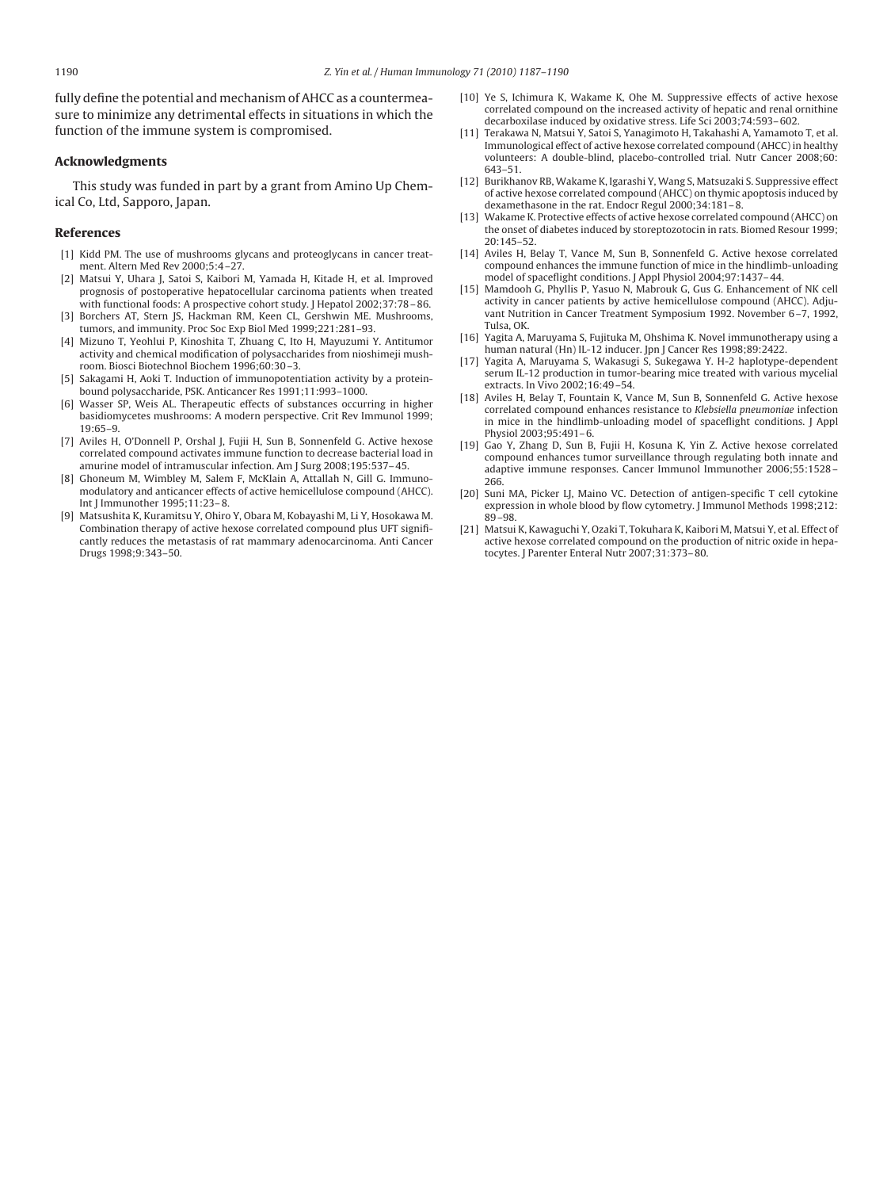fully define the potential and mechanism of AHCC as a countermeasure to minimize any detrimental effects in situations in which the function of the immune system is compromised.

## Acknowledgments

This study was funded in part by a grant from Amino Up Chemical Co, Ltd, Sapporo, Japan.

## References

[1] Kidd PM. The use of mushrooms glycans and proteoglycans in cancer treatment. Altern Med Rev 2000;5:4–27.

[2] Matsui Y, Uhara J, Satoi S, Kaibori M, Yamada H, Kitade H, et al. Improved prognosis of postoperative hepatocellular carcinoma patients when treated with functional foods: A prospective cohort study. J Hepatol 2002;37:78–86.

[3] Borchers AT, Stern JS, Hackman RM, Keen CL, Gershwin ME. Mushrooms, tumors, and immunity. Proc Soc Exp Biol Med 1999;221:281–93.

[4] Mizuno T, Yeohlui P, Kinoshita T, Zhuang C, Ito H, Mayuzumi Y. Antitumor activity and chemical modification of polysaccharides from nioshimeji mushroom. Biosci Biotechnol Biochem 1996;60:30–3.

[5] Sakagami H, Aoki T. Induction of immunopotentiation activity by a protein-bound polysaccharide, PSK. Anticancer Res 1991;11:993–1000.

[6] Wasser SP, Weis AL. Therapeutic effects of substances occurring in higher basidiomycetes mushrooms: A modern perspective. Crit Rev Immunol 1999; 19:65–9.

[7] Aviles H, O'Donnell P, Orshal J, Fujii H, Sun B, Sonnenfeld G. Active hexose correlated compound activates immune function to decrease bacterial load in amurine model of intramuscular infection. Am J Surg 2008;195:537–45.

[8] Ghoneum M, Wimbley M, Salem F, McKlain A, Attallah N, Gill G. Immunomodulatory and anticancer effects of active hemicellulose compound (AHCC). Int J Immunother 1995;11:23–8.

[9] Matsushita K, Kuramitsu Y, Ohiro Y, Obara M, Kobayashi M, Li Y, Hosokawa M. Combination therapy of active hexose correlated compound plus UFT significantly reduces the metastasis of rat mammary adenocarcinoma. Anti Cancer Drugs 1998;9:343–50.

[10] Ye S, Ichimura K, Wakame K, Ohe M. Suppressive effects of active hexose correlated compound on the increased activity of hepatic and renal ornithine decarboxilase induced by oxidative stress. Life Sci 2003;74:593–602.

[11] Terakawa N, Matsui Y, Satoi S, Yanagimoto H, Takahashi A, Yamamoto T, et al. Immunological effect of active hexose correlated compound (AHCC) in healthy volunteers: A double-blind, placebo-controlled trial. Nutr Cancer 2008;60: 643–51.

[12] Burikhanov RB, Wakame K, Igarashi Y, Wang S, Matsuzaki S. Suppressive effect of active hexose correlated compound (AHCC) on thymic apoptosis induced by dexamethasone in the rat. Endocr Regul 2000;34:181–8.

[13] Wakame K. Protective effects of active hexose correlated compound (AHCC) on the onset of diabetes induced by storeptozotocin in rats. Biomed Resour 1999; 20:145–52.

[14] Aviles H, Belay T, Vance M, Sun B, Sonnenfeld G. Active hexose correlated compound enhances the immune function of mice in the hindlimb-unloading model of spaceflight conditions. J Appl Physiol 2004;97:1437–44.

[15] Mamdooh G, Phyllis P, Yasuo N, Mabrouk G, Gus G. Enhancement of NK cell activity in cancer patients by active hemicellulose compound (AHCC). Adjuvant Nutrition in Cancer Treatment Symposium 1992. November 6–7, 1992, Tulsa, OK.

[16] Yagita A, Maruyama S, Fujituka M, Ohshima K. Novel immunotherapy using a human natural (Hn) IL-12 inducer. Jpn J Cancer Res 1998;89:2422.

[17] Yagita A, Maruyama S, Wakasugi S, Sukegawa Y. H-2 haplotype-dependent serum IL-12 production in tumor-bearing mice treated with various mycelial extracts. In Vivo 2002;16:49–54.

[18] Aviles H, Belay T, Fountain K, Vance M, Sun B, Sonnenfeld G. Active hexose correlated compound enhances resistance to *Klebsiella pneumoniae* infection in mice in the hindlimb-unloading model of spaceflight conditions. J Appl Physiol 2003;95:491–6.

[19] Gao Y, Zhang D, Sun B, Fujii H, Kosuna K, Yin Z. Active hexose correlated compound enhances tumor surveillance through regulating both innate and adaptive immune responses. Cancer Immunol Immunother 2006;55:1528–266.

[20] Suni MA, Picker LJ, Maino VC. Detection of antigen-specific T cell cytokine expression in whole blood by flow cytometry. J Immunol Methods 1998;212: 89–98.

[21] Matsui K, Kawaguchi Y, Ozaki T, Tokuhara K, Kaibori M, Matsui Y, et al. Effect of active hexose correlated compound on the production of nitric oxide in hepatocytes. J Parenter Enteral Nutr 2007;31:373–80.